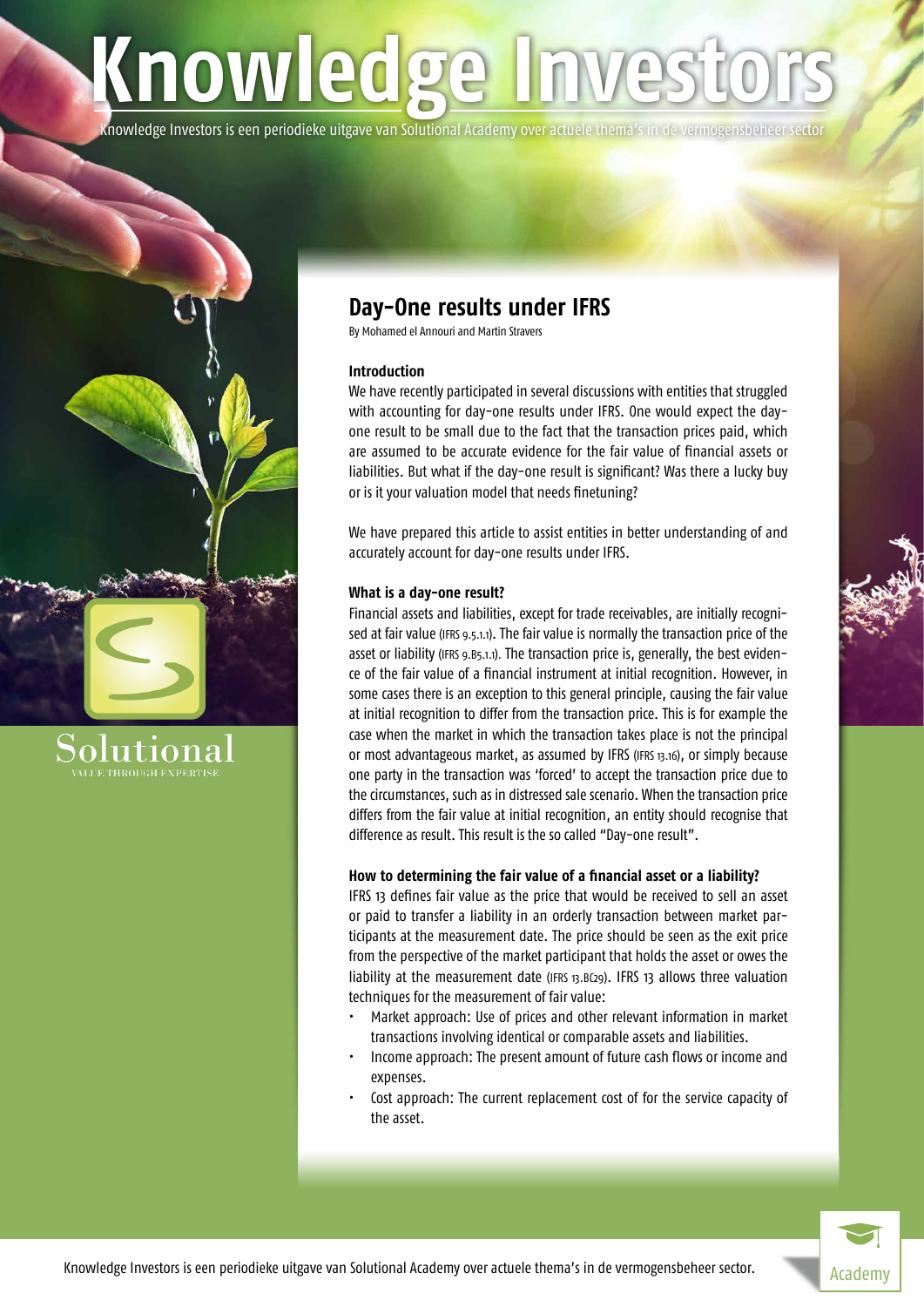# Knowledge Investors

Knowledge Investors is een periodieke uitgave van Solutional Academy over actuele thema's in de vermogensbeheer sector

## Day-One results under IFRS

By Mohamed el Annouri and Martin Stravers

### Introduction

We have recently participated in several discussions with entities that struggled with accounting for day-one results under IFRS. One would expect the day-one result to be small due to the fact that the transaction prices paid, which are assumed to be accurate evidence for the fair value of financial assets or liabilities. But what if the day-one result is significant? Was there a lucky buy or is it your valuation model that needs finetuning?

We have prepared this article to assist entities in better understanding of and accurately account for day-one results under IFRS.

### What is a day-one result?

Financial assets and liabilities, except for trade receivables, are initially recognised at fair value (IFRS 9.5.1.1). The fair value is normally the transaction price of the asset or liability (IFRS 9.B5.1.1). The transaction price is, generally, the best evidence of the fair value of a financial instrument at initial recognition. However, in some cases there is an exception to this general principle, causing the fair value at initial recognition to differ from the transaction price. This is for example the case when the market in which the transaction takes place is not the principal or most advantageous market, as assumed by IFRS (IFRS 13.16), or simply because one party in the transaction was 'forced' to accept the transaction price due to the circumstances, such as in distressed sale scenario. When the transaction price differs from the fair value at initial recognition, an entity should recognise that difference as result. This result is the so called "Day-one result".

### How to determining the fair value of a financial asset or a liability?

IFRS 13 defines fair value as the price that would be received to sell an asset or paid to transfer a liability in an orderly transaction between market participants at the measurement date. The price should be seen as the exit price from the perspective of the market participant that holds the asset or owes the liability at the measurement date (IFRS 13.BC29). IFRS 13 allows three valuation techniques for the measurement of fair value:

- Market approach: Use of prices and other relevant information in market transactions involving identical or comparable assets and liabilities.
- Income approach: The present amount of future cash flows or income and expenses.
- Cost approach: The current replacement cost of for the service capacity of the asset.

Knowledge Investors is een periodieke uitgave van Solutional Academy over actuele thema's in de vermogensbeheer sector.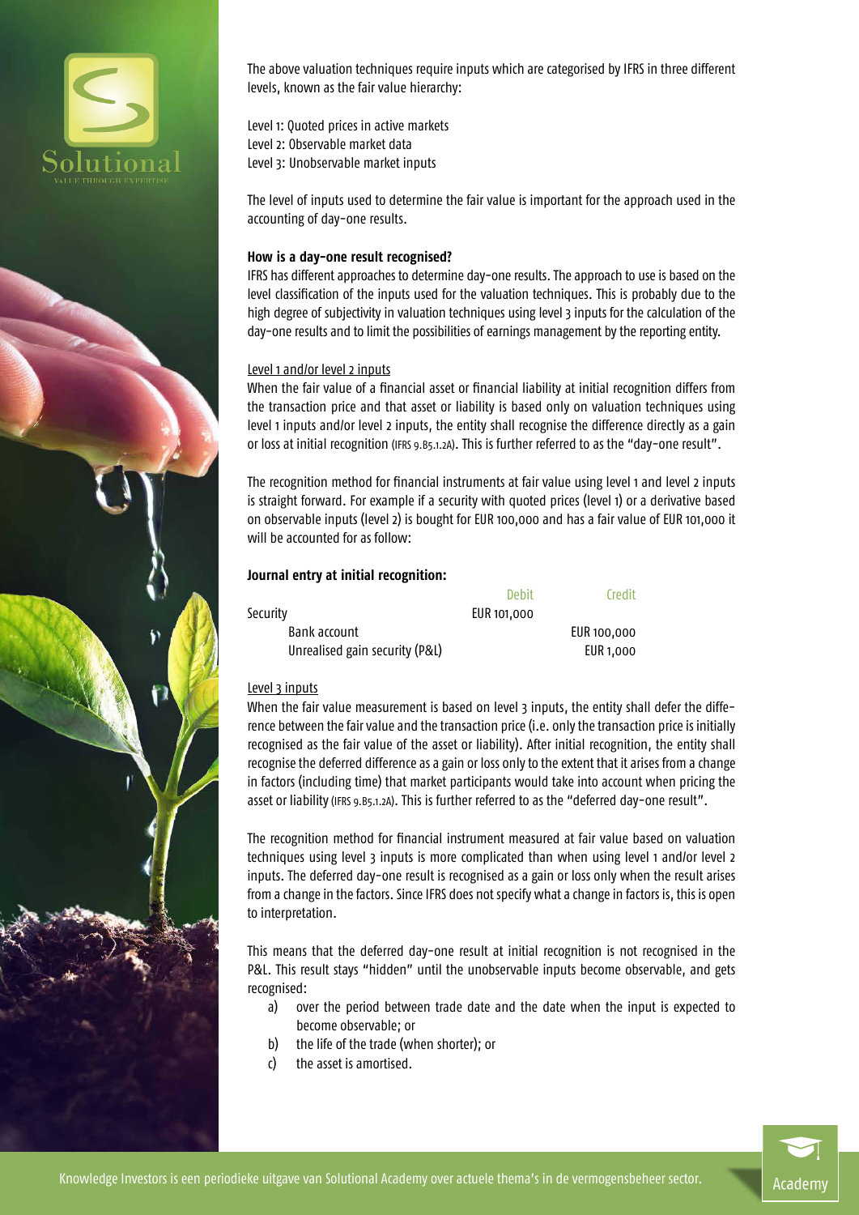The above valuation techniques require inputs which are categorised by IFRS in three different levels, known as the fair value hierarchy:

Level 1: Quoted prices in active markets
Level 2: Observable market data
Level 3: Unobservable market inputs

The level of inputs used to determine the fair value is important for the approach used in the accounting of day-one results.

**How is a day-one result recognised?**

IFRS has different approaches to determine day-one results. The approach to use is based on the level classification of the inputs used for the valuation techniques. This is probably due to the high degree of subjectivity in valuation techniques using level 3 inputs for the calculation of the day-one results and to limit the possibilities of earnings management by the reporting entity.

Level 1 and/or level 2 inputs

When the fair value of a financial asset or financial liability at initial recognition differs from the transaction price and that asset or liability is based only on valuation techniques using level 1 inputs and/or level 2 inputs, the entity shall recognise the difference directly as a gain or loss at initial recognition (IFRS 9.B5.1.2A). This is further referred to as the "day-one result".

The recognition method for financial instruments at fair value using level 1 and level 2 inputs is straight forward. For example if a security with quoted prices (level 1) or a derivative based on observable inputs (level 2) is bought for EUR 100,000 and has a fair value of EUR 101,000 it will be accounted for as follow:

**Journal entry at initial recognition:**

| | Debit | Credit |
|---|---|---|
| Security | EUR 101,000 | |
| Bank account | | EUR 100,000 |
| Unrealised gain security (P&L) | | EUR 1,000 |

Level 3 inputs

When the fair value measurement is based on level 3 inputs, the entity shall defer the difference between the fair value and the transaction price (i.e. only the transaction price is initially recognised as the fair value of the asset or liability). After initial recognition, the entity shall recognise the deferred difference as a gain or loss only to the extent that it arises from a change in factors (including time) that market participants would take into account when pricing the asset or liability (IFRS 9.B5.1.2A). This is further referred to as the "deferred day-one result".

The recognition method for financial instrument measured at fair value based on valuation techniques using level 3 inputs is more complicated than when using level 1 and/or level 2 inputs. The deferred day-one result is recognised as a gain or loss only when the result arises from a change in the factors. Since IFRS does not specify what a change in factors is, this is open to interpretation.

This means that the deferred day-one result at initial recognition is not recognised in the P&L. This result stays "hidden" until the unobservable inputs become observable, and gets recognised:

a) over the period between trade date and the date when the input is expected to become observable; or
b) the life of the trade (when shorter); or
c) the asset is amortised.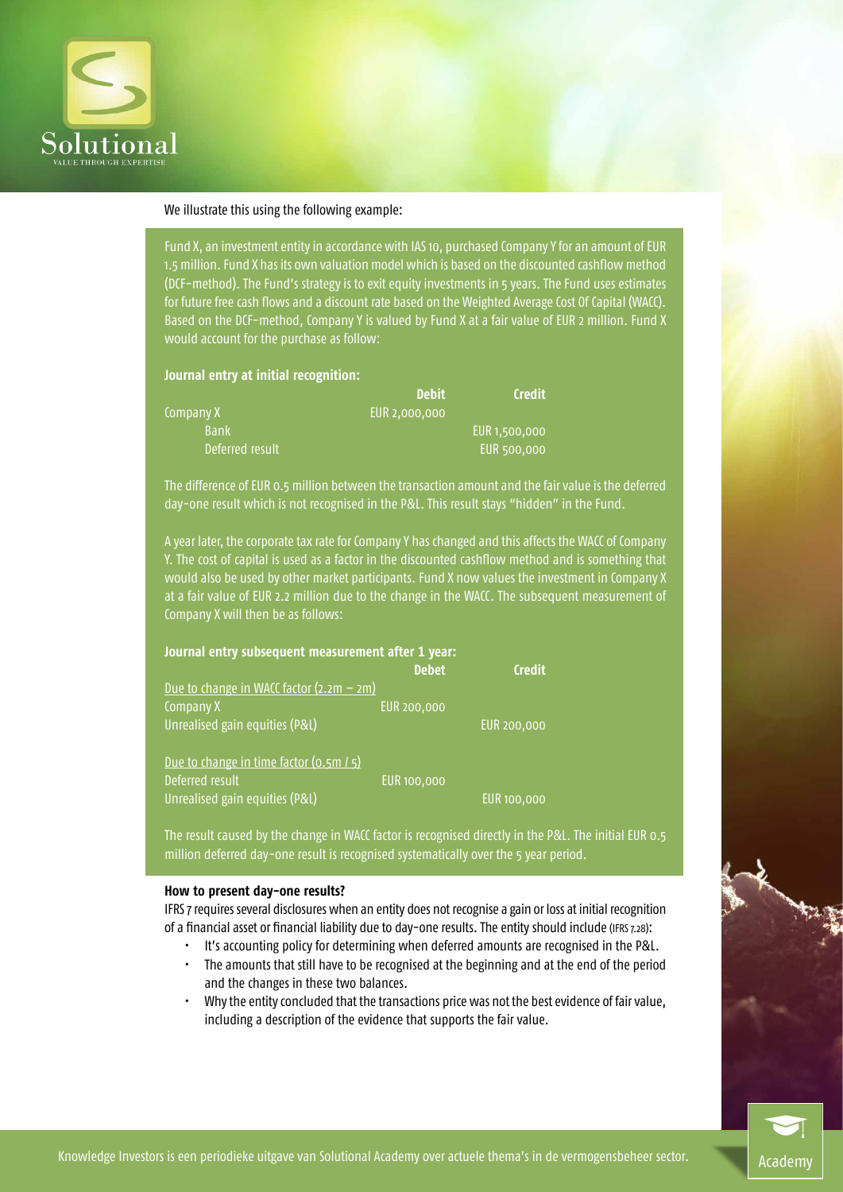We illustrate this using the following example:

Fund X, an investment entity in accordance with IAS 10, purchased Company Y for an amount of EUR 1.5 million. Fund X has its own valuation model which is based on the discounted cashflow method (DCF-method). The Fund's strategy is to exit equity investments in 5 years. The Fund uses estimates for future free cash flows and a discount rate based on the Weighted Average Cost Of Capital (WACC). Based on the DCF-method, Company Y is valued by Fund X at a fair value of EUR 2 million. Fund X would account for the purchase as follow:

**Journal entry at initial recognition:**

| | Debit | Credit |
|---|---|---|
| Company X | EUR 2,000,000 | |
| Bank | | EUR 1,500,000 |
| Deferred result | | EUR 500,000 |

The difference of EUR 0.5 million between the transaction amount and the fair value is the deferred day-one result which is not recognised in the P&L. This result stays "hidden" in the Fund.

A year later, the corporate tax rate for Company Y has changed and this affects the WACC of Company Y. The cost of capital is used as a factor in the discounted cashflow method and is something that would also be used by other market participants. Fund X now values the investment in Company X at a fair value of EUR 2.2 million due to the change in the WACC. The subsequent measurement of Company X will then be as follows:

**Journal entry subsequent measurement after 1 year:**

| | Debet | Credit |
|---|---|---|
| Due to change in WACC factor (2.2m – 2m) | | |
| Company X | EUR 200,000 | |
| Unrealised gain equities (P&L) | | EUR 200,000 |
| | | |
| Due to change in time factor (0.5m / 5) | | |
| Deferred result | EUR 100,000 | |
| Unrealised gain equities (P&L) | | EUR 100,000 |

The result caused by the change in WACC factor is recognised directly in the P&L. The initial EUR 0.5 million deferred day-one result is recognised systematically over the 5 year period.

**How to present day-one results?**

IFRS 7 requires several disclosures when an entity does not recognise a gain or loss at initial recognition of a financial asset or financial liability due to day-one results. The entity should include (IFRS 7.28):

- It's accounting policy for determining when deferred amounts are recognised in the P&L.
- The amounts that still have to be recognised at the beginning and at the end of the period and the changes in these two balances.
- Why the entity concluded that the transactions price was not the best evidence of fair value, including a description of the evidence that supports the fair value.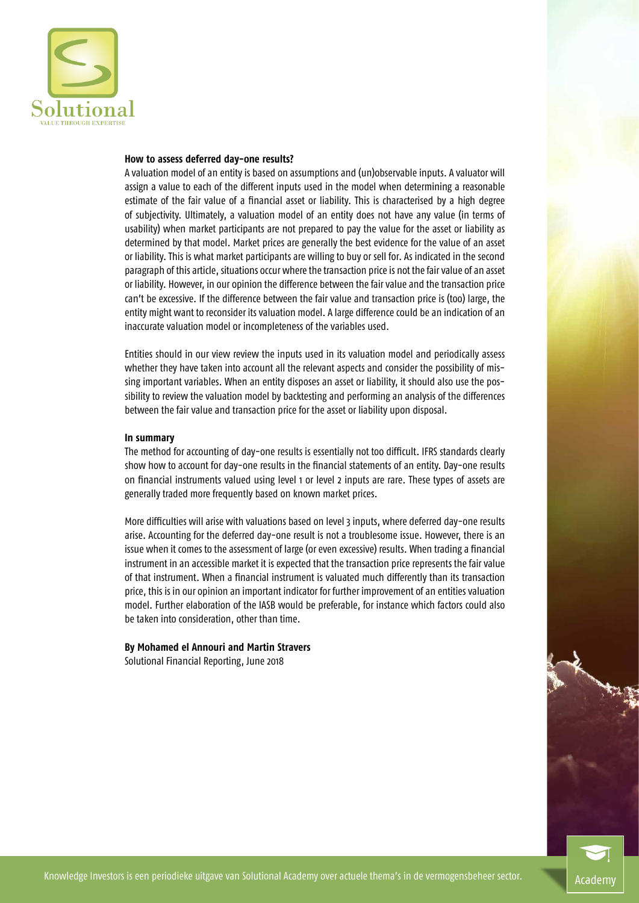### How to assess deferred day-one results?

A valuation model of an entity is based on assumptions and (un)observable inputs. A valuator will assign a value to each of the different inputs used in the model when determining a reasonable estimate of the fair value of a financial asset or liability. This is characterised by a high degree of subjectivity. Ultimately, a valuation model of an entity does not have any value (in terms of usability) when market participants are not prepared to pay the value for the asset or liability as determined by that model. Market prices are generally the best evidence for the value of an asset or liability. This is what market participants are willing to buy or sell for. As indicated in the second paragraph of this article, situations occur where the transaction price is not the fair value of an asset or liability. However, in our opinion the difference between the fair value and the transaction price can't be excessive. If the difference between the fair value and transaction price is (too) large, the entity might want to reconsider its valuation model. A large difference could be an indication of an inaccurate valuation model or incompleteness of the variables used.

Entities should in our view review the inputs used in its valuation model and periodically assess whether they have taken into account all the relevant aspects and consider the possibility of missing important variables. When an entity disposes an asset or liability, it should also use the possibility to review the valuation model by backtesting and performing an analysis of the differences between the fair value and transaction price for the asset or liability upon disposal.

### In summary

The method for accounting of day-one results is essentially not too difficult. IFRS standards clearly show how to account for day-one results in the financial statements of an entity. Day-one results on financial instruments valued using level 1 or level 2 inputs are rare. These types of assets are generally traded more frequently based on known market prices.

More difficulties will arise with valuations based on level 3 inputs, where deferred day-one results arise. Accounting for the deferred day-one result is not a troublesome issue. However, there is an issue when it comes to the assessment of large (or even excessive) results. When trading a financial instrument in an accessible market it is expected that the transaction price represents the fair value of that instrument. When a financial instrument is valuated much differently than its transaction price, this is in our opinion an important indicator for further improvement of an entities valuation model. Further elaboration of the IASB would be preferable, for instance which factors could also be taken into consideration, other than time.

**By Mohamed el Annouri and Martin Stravers**
Solutional Financial Reporting, June 2018